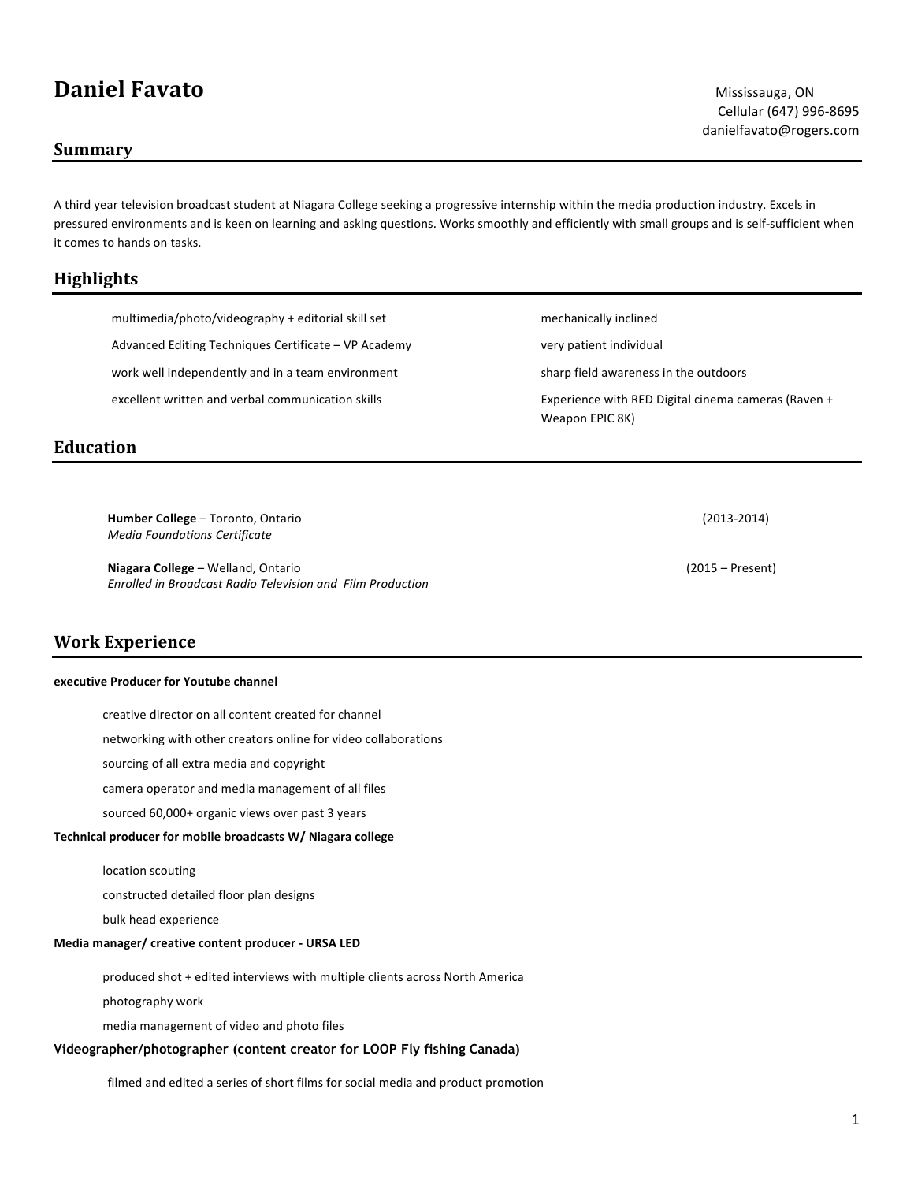# Daniel Favato

Mississauga, ON
Cellular (647) 996-8695
danielfavato@rogers.com

## Summary

A third year television broadcast student at Niagara College seeking a progressive internship within the media production industry. Excels in pressured environments and is keen on learning and asking questions. Works smoothly and efficiently with small groups and is self-sufficient when it comes to hands on tasks.

## Highlights

- multimedia/photo/videography + editorial skill set
- Advanced Editing Techniques Certificate – VP Academy
- work well independently and in a team environment
- excellent written and verbal communication skills
- mechanically inclined
- very patient individual
- sharp field awareness in the outdoors
- Experience with RED Digital cinema cameras (Raven + Weapon EPIC 8K)

## Education

**Humber College** – Toronto, Ontario (2013-2014)
*Media Foundations Certificate*

**Niagara College** – Welland, Ontario (2015 – Present)
*Enrolled in Broadcast Radio Television and Film Production*

## Work Experience

**executive Producer for Youtube channel**

- creative director on all content created for channel
- networking with other creators online for video collaborations
- sourcing of all extra media and copyright
- camera operator and media management of all files
- sourced 60,000+ organic views over past 3 years

**Technical producer for mobile broadcasts W/ Niagara college**

- location scouting
- constructed detailed floor plan designs
- bulk head experience

**Media manager/ creative content producer - URSA LED**

- produced shot + edited interviews with multiple clients across North America
- photography work
- media management of video and photo files

**Videographer/photographer (content creator for LOOP Fly fishing Canada)**

- filmed and edited a series of short films for social media and product promotion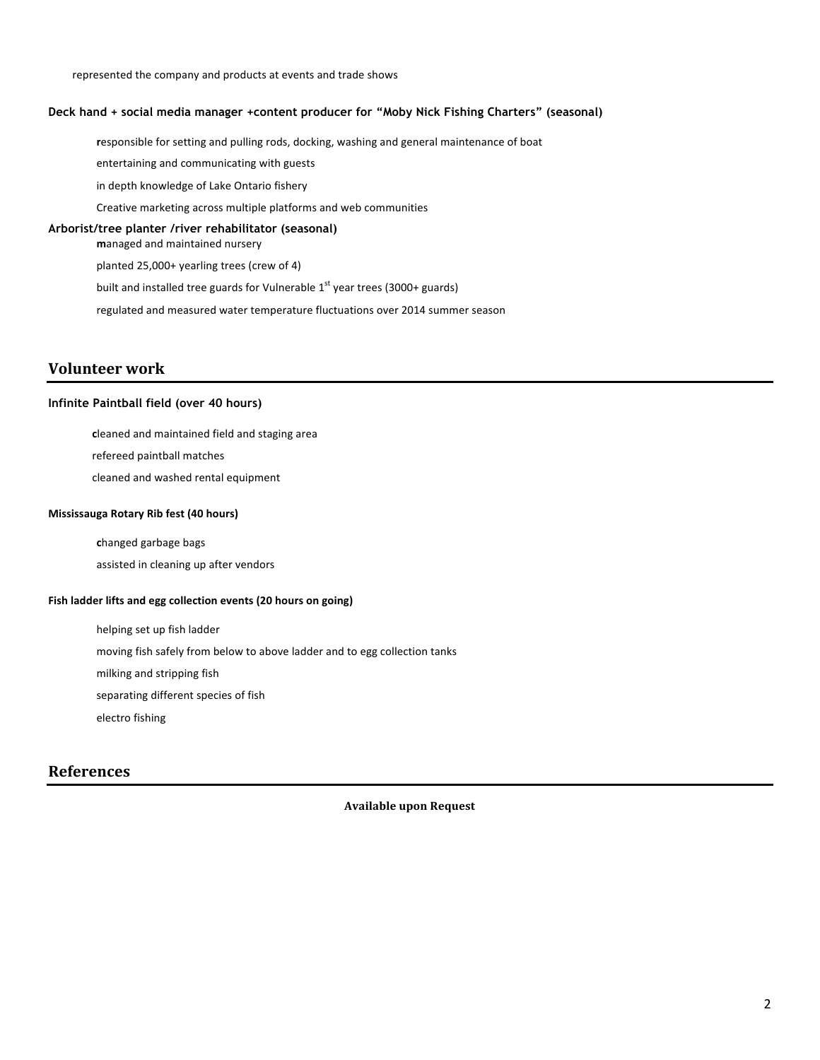represented the company and products at events and trade shows

**Deck hand + social media manager +content producer for "Moby Nick Fishing Charters" (seasonal)**

- responsible for setting and pulling rods, docking, washing and general maintenance of boat
- entertaining and communicating with guests
- in depth knowledge of Lake Ontario fishery
- Creative marketing across multiple platforms and web communities

**Arborist/tree planter /river rehabilitator (seasonal)**

- managed and maintained nursery
- planted 25,000+ yearling trees (crew of 4)
- built and installed tree guards for Vulnerable 1st year trees (3000+ guards)
- regulated and measured water temperature fluctuations over 2014 summer season

## Volunteer work

**Infinite Paintball field (over 40 hours)**

- cleaned and maintained field and staging area
- refereed paintball matches
- cleaned and washed rental equipment

**Mississauga Rotary Rib fest (40 hours)**

- changed garbage bags
- assisted in cleaning up after vendors

**Fish ladder lifts and egg collection events (20 hours on going)**

- helping set up fish ladder
- moving fish safely from below to above ladder and to egg collection tanks
- milking and stripping fish
- separating different species of fish
- electro fishing

## References

**Available upon Request**